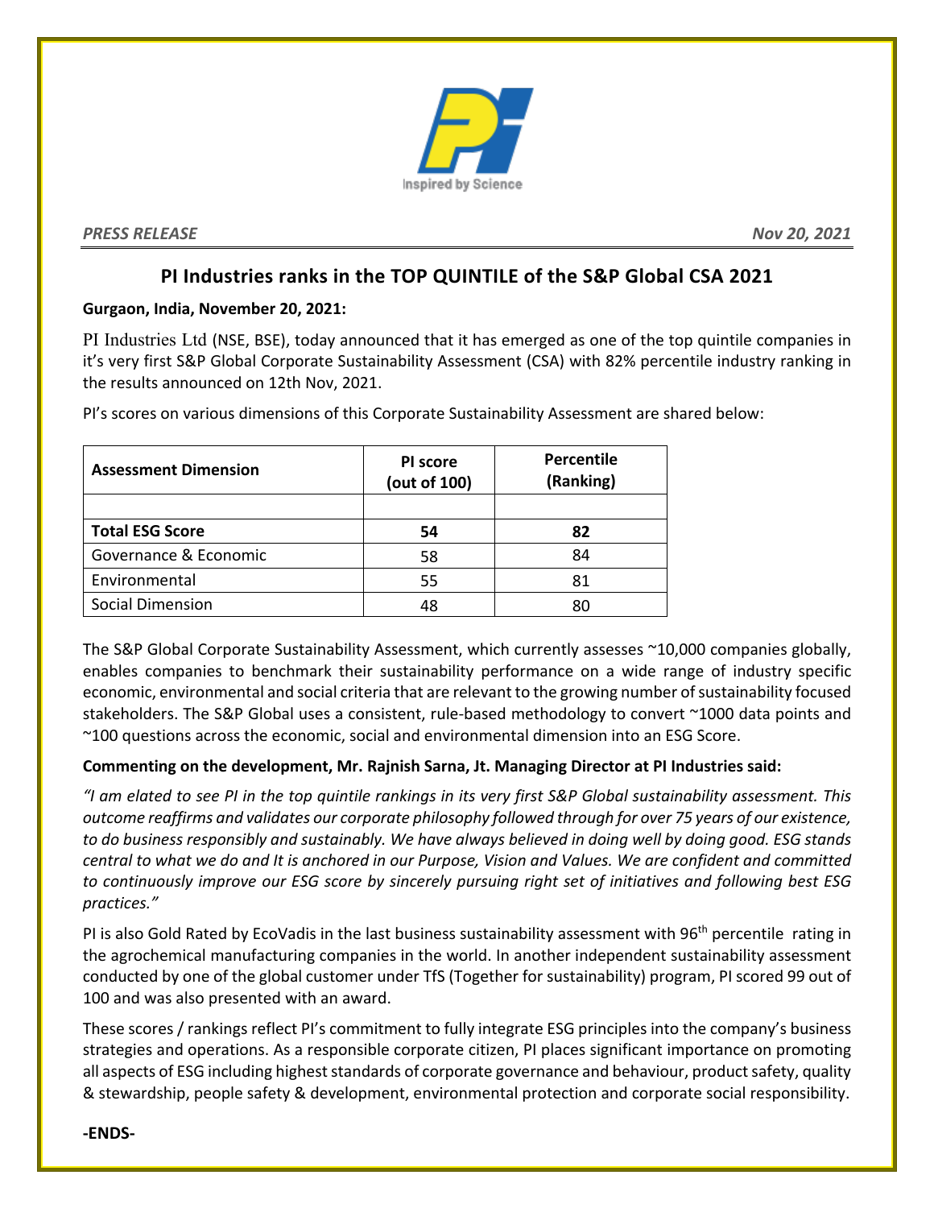Inspired by Science

*PRESS RELEASE* *Nov 20, 2021*

## PI Industries ranks in the TOP QUINTILE of the S&P Global CSA 2021

**Gurgaon, India, November 20, 2021:**

PI Industries Ltd (NSE, BSE), today announced that it has emerged as one of the top quintile companies in it's very first S&P Global Corporate Sustainability Assessment (CSA) with 82% percentile industry ranking in the results announced on 12th Nov, 2021.

PI's scores on various dimensions of this Corporate Sustainability Assessment are shared below:

| Assessment Dimension | PI score (out of 100) | Percentile (Ranking) |
|---|---|---|
| | | |
| **Total ESG Score** | **54** | **82** |
| Governance & Economic | 58 | 84 |
| Environmental | 55 | 81 |
| Social Dimension | 48 | 80 |

The S&P Global Corporate Sustainability Assessment, which currently assesses ~10,000 companies globally, enables companies to benchmark their sustainability performance on a wide range of industry specific economic, environmental and social criteria that are relevant to the growing number of sustainability focused stakeholders. The S&P Global uses a consistent, rule-based methodology to convert ~1000 data points and ~100 questions across the economic, social and environmental dimension into an ESG Score.

**Commenting on the development, Mr. Rajnish Sarna, Jt. Managing Director at PI Industries said:**

*"I am elated to see PI in the top quintile rankings in its very first S&P Global sustainability assessment. This outcome reaffirms and validates our corporate philosophy followed through for over 75 years of our existence, to do business responsibly and sustainably. We have always believed in doing well by doing good. ESG stands central to what we do and It is anchored in our Purpose, Vision and Values. We are confident and committed to continuously improve our ESG score by sincerely pursuing right set of initiatives and following best ESG practices."*

PI is also Gold Rated by EcoVadis in the last business sustainability assessment with 96th percentile rating in the agrochemical manufacturing companies in the world. In another independent sustainability assessment conducted by one of the global customer under TfS (Together for sustainability) program, PI scored 99 out of 100 and was also presented with an award.

These scores / rankings reflect PI's commitment to fully integrate ESG principles into the company's business strategies and operations. As a responsible corporate citizen, PI places significant importance on promoting all aspects of ESG including highest standards of corporate governance and behaviour, product safety, quality & stewardship, people safety & development, environmental protection and corporate social responsibility.

**-ENDS-**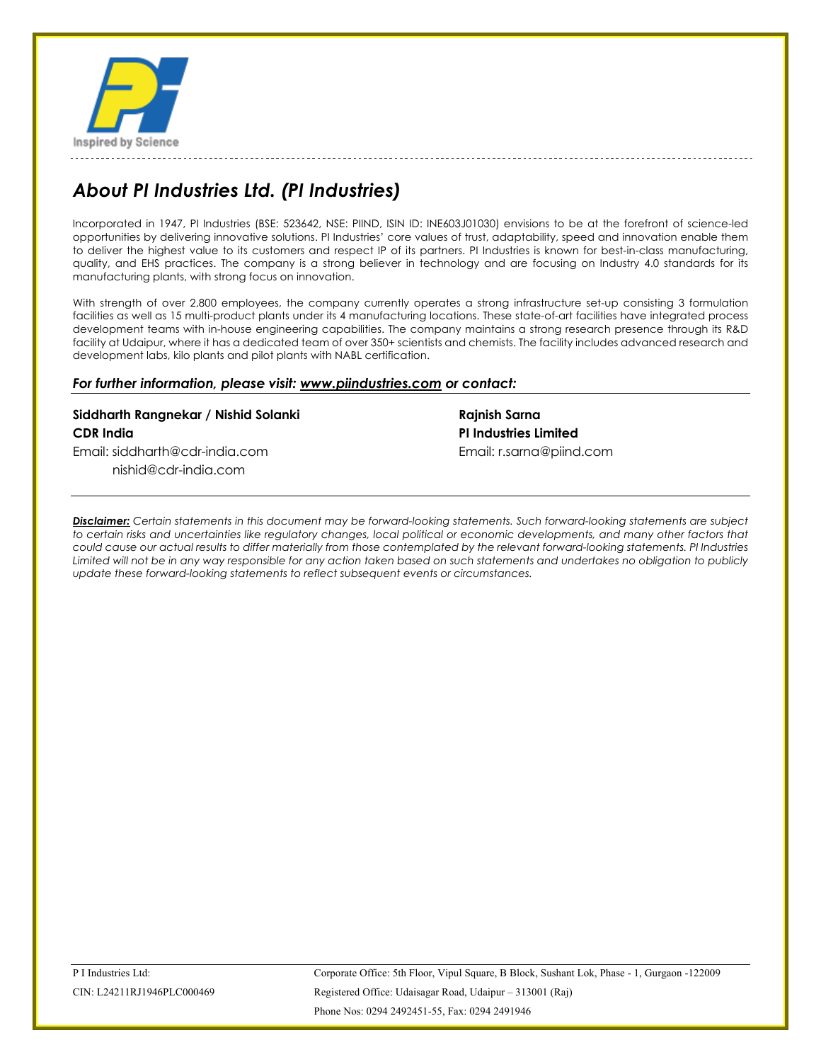Inspired by Science

## *About PI Industries Ltd. (PI Industries)*

Incorporated in 1947, PI Industries (BSE: 523642, NSE: PIIND, ISIN ID: INE603J01030) envisions to be at the forefront of science-led opportunities by delivering innovative solutions. PI Industries' core values of trust, adaptability, speed and innovation enable them to deliver the highest value to its customers and respect IP of its partners. PI Industries is known for best-in-class manufacturing, quality, and EHS practices. The company is a strong believer in technology and are focusing on Industry 4.0 standards for its manufacturing plants, with strong focus on innovation.

With strength of over 2,800 employees, the company currently operates a strong infrastructure set-up consisting 3 formulation facilities as well as 15 multi-product plants under its 4 manufacturing locations. These state-of-art facilities have integrated process development teams with in-house engineering capabilities. The company maintains a strong research presence through its R&D facility at Udaipur, where it has a dedicated team of over 350+ scientists and chemists. The facility includes advanced research and development labs, kilo plants and pilot plants with NABL certification.

***For further information, please visit: www.piindustries.com or contact:***

**Siddharth Rangnekar / Nishid Solanki**
**CDR India**
Email: siddharth@cdr-india.com
nishid@cdr-india.com

**Rajnish Sarna**
**PI Industries Limited**
Email: r.sarna@piind.com

***Disclaimer:*** *Certain statements in this document may be forward-looking statements. Such forward-looking statements are subject to certain risks and uncertainties like regulatory changes, local political or economic developments, and many other factors that could cause our actual results to differ materially from those contemplated by the relevant forward-looking statements. PI Industries Limited will not be in any way responsible for any action taken based on such statements and undertakes no obligation to publicly update these forward-looking statements to reflect subsequent events or circumstances.*

P I Industries Ltd:
CIN: L24211RJ1946PLC000469

Corporate Office: 5th Floor, Vipul Square, B Block, Sushant Lok, Phase - 1, Gurgaon -122009
Registered Office: Udaisagar Road, Udaipur – 313001 (Raj)
Phone Nos: 0294 2492451-55, Fax: 0294 2491946